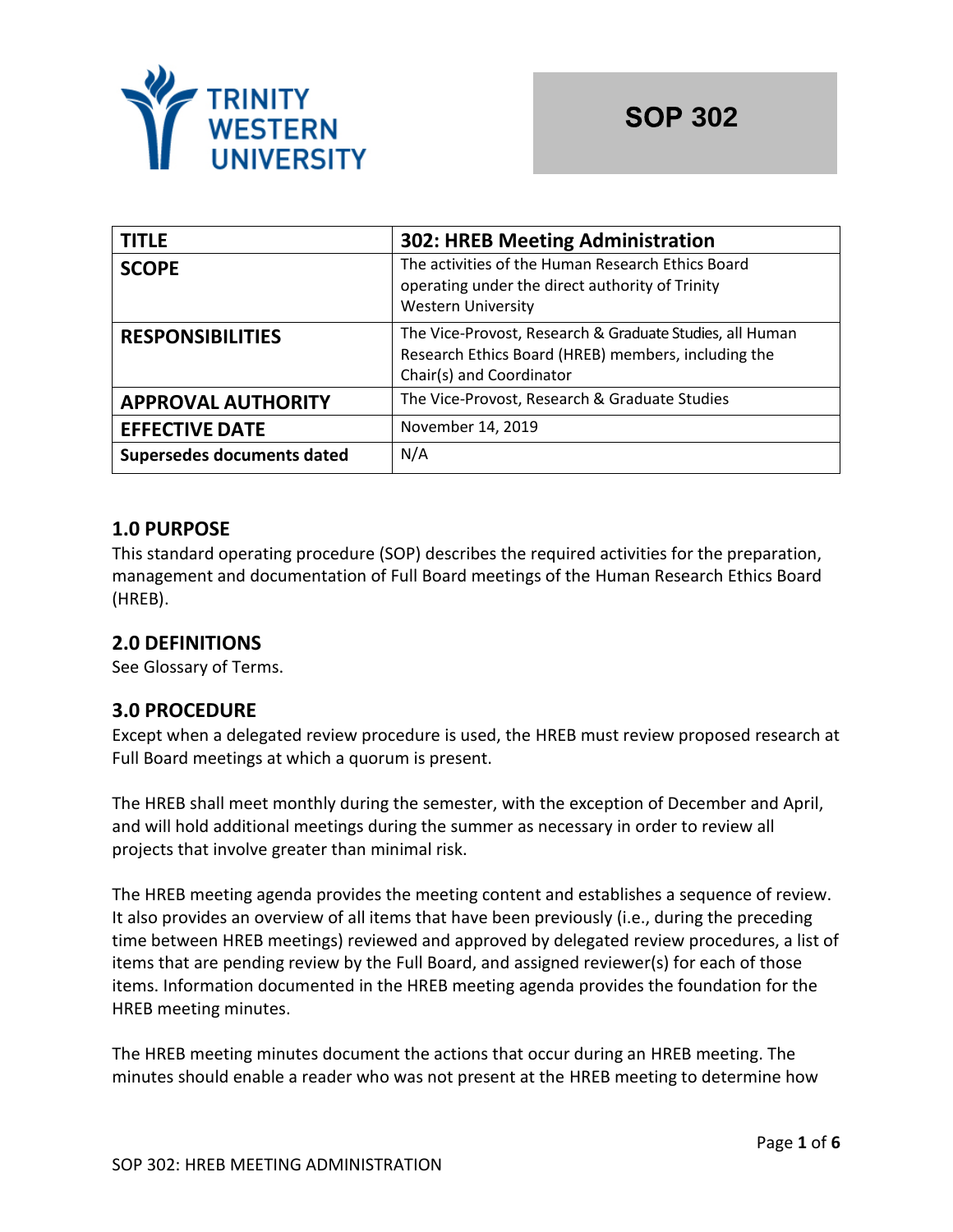TRINITY WESTERN UNIVERSITY

**SOP 302**

| **TITLE** | **302: HREB Meeting Administration** |
| --- | --- |
| **SCOPE** | The activities of the Human Research Ethics Board operating under the direct authority of Trinity Western University |
| **RESPONSIBILITIES** | The Vice-Provost, Research & Graduate Studies, all Human Research Ethics Board (HREB) members, including the Chair(s) and Coordinator |
| **APPROVAL AUTHORITY** | The Vice-Provost, Research & Graduate Studies |
| **EFFECTIVE DATE** | November 14, 2019 |
| **Supersedes documents dated** | N/A |

## 1.0 PURPOSE

This standard operating procedure (SOP) describes the required activities for the preparation, management and documentation of Full Board meetings of the Human Research Ethics Board (HREB).

## 2.0 DEFINITIONS

See Glossary of Terms.

## 3.0 PROCEDURE

Except when a delegated review procedure is used, the HREB must review proposed research at Full Board meetings at which a quorum is present.

The HREB shall meet monthly during the semester, with the exception of December and April, and will hold additional meetings during the summer as necessary in order to review all projects that involve greater than minimal risk.

The HREB meeting agenda provides the meeting content and establishes a sequence of review. It also provides an overview of all items that have been previously (i.e., during the preceding time between HREB meetings) reviewed and approved by delegated review procedures, a list of items that are pending review by the Full Board, and assigned reviewer(s) for each of those items. Information documented in the HREB meeting agenda provides the foundation for the HREB meeting minutes.

The HREB meeting minutes document the actions that occur during an HREB meeting. The minutes should enable a reader who was not present at the HREB meeting to determine how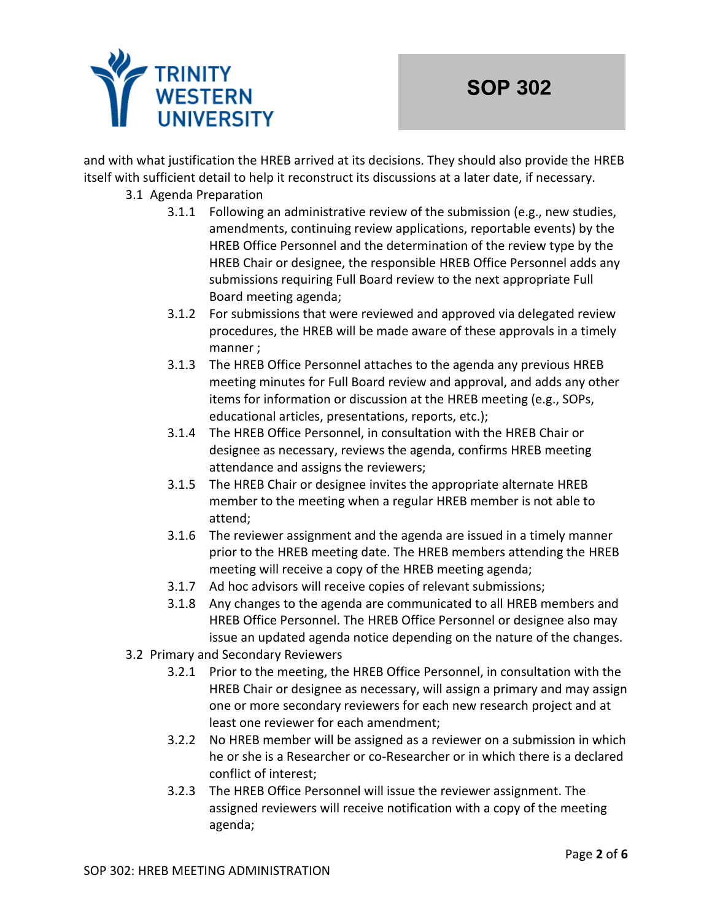and with what justification the HREB arrived at its decisions. They should also provide the HREB itself with sufficient detail to help it reconstruct its discussions at a later date, if necessary.

3.1 Agenda Preparation

- 3.1.1 Following an administrative review of the submission (e.g., new studies, amendments, continuing review applications, reportable events) by the HREB Office Personnel and the determination of the review type by the HREB Chair or designee, the responsible HREB Office Personnel adds any submissions requiring Full Board review to the next appropriate Full Board meeting agenda;
- 3.1.2 For submissions that were reviewed and approved via delegated review procedures, the HREB will be made aware of these approvals in a timely manner ;
- 3.1.3 The HREB Office Personnel attaches to the agenda any previous HREB meeting minutes for Full Board review and approval, and adds any other items for information or discussion at the HREB meeting (e.g., SOPs, educational articles, presentations, reports, etc.);
- 3.1.4 The HREB Office Personnel, in consultation with the HREB Chair or designee as necessary, reviews the agenda, confirms HREB meeting attendance and assigns the reviewers;
- 3.1.5 The HREB Chair or designee invites the appropriate alternate HREB member to the meeting when a regular HREB member is not able to attend;
- 3.1.6 The reviewer assignment and the agenda are issued in a timely manner prior to the HREB meeting date. The HREB members attending the HREB meeting will receive a copy of the HREB meeting agenda;
- 3.1.7 Ad hoc advisors will receive copies of relevant submissions;
- 3.1.8 Any changes to the agenda are communicated to all HREB members and HREB Office Personnel. The HREB Office Personnel or designee also may issue an updated agenda notice depending on the nature of the changes.

3.2 Primary and Secondary Reviewers

- 3.2.1 Prior to the meeting, the HREB Office Personnel, in consultation with the HREB Chair or designee as necessary, will assign a primary and may assign one or more secondary reviewers for each new research project and at least one reviewer for each amendment;
- 3.2.2 No HREB member will be assigned as a reviewer on a submission in which he or she is a Researcher or co-Researcher or in which there is a declared conflict of interest;
- 3.2.3 The HREB Office Personnel will issue the reviewer assignment. The assigned reviewers will receive notification with a copy of the meeting agenda;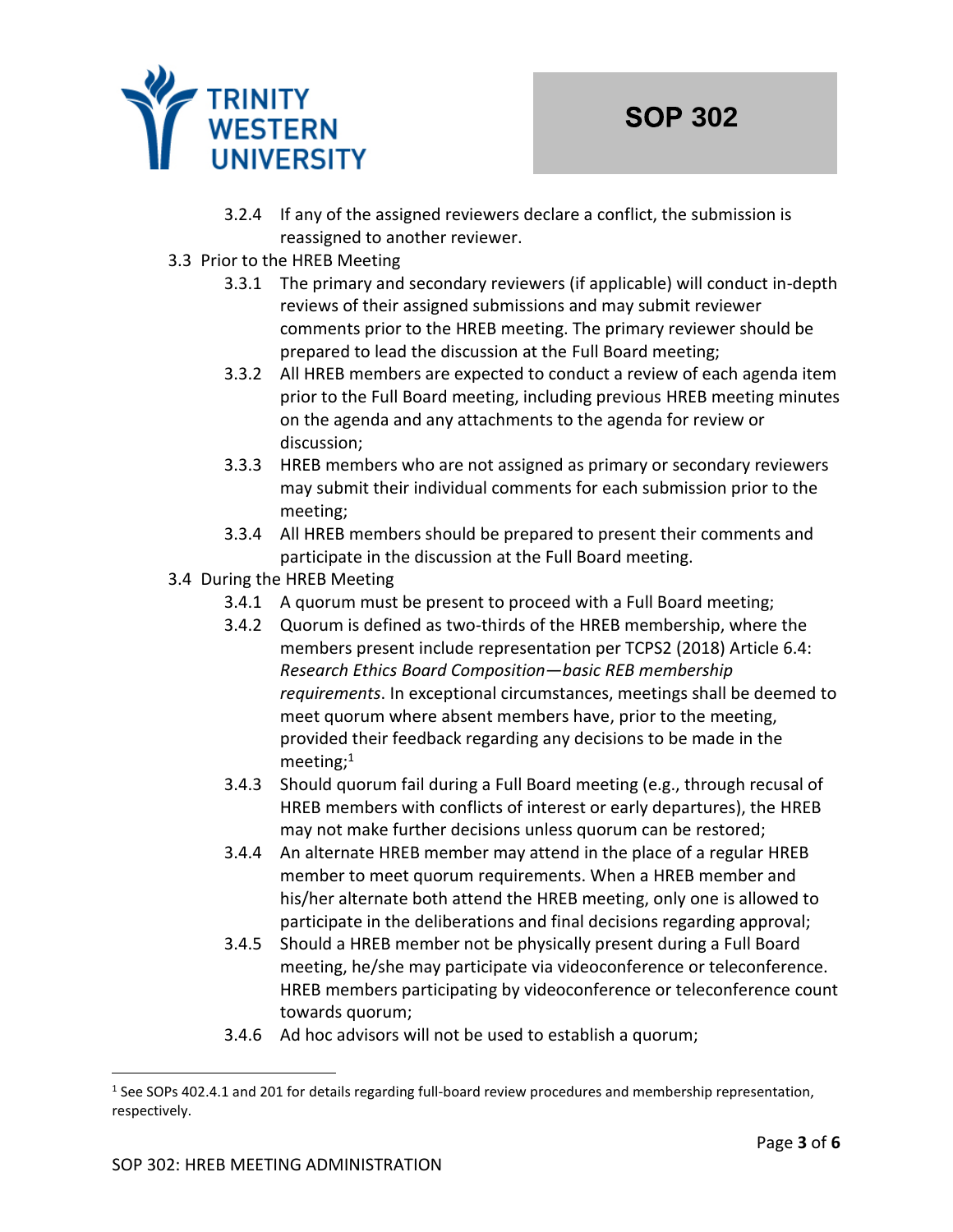3.2.4 If any of the assigned reviewers declare a conflict, the submission is reassigned to another reviewer.

3.3 Prior to the HREB Meeting

3.3.1 The primary and secondary reviewers (if applicable) will conduct in-depth reviews of their assigned submissions and may submit reviewer comments prior to the HREB meeting. The primary reviewer should be prepared to lead the discussion at the Full Board meeting;

3.3.2 All HREB members are expected to conduct a review of each agenda item prior to the Full Board meeting, including previous HREB meeting minutes on the agenda and any attachments to the agenda for review or discussion;

3.3.3 HREB members who are not assigned as primary or secondary reviewers may submit their individual comments for each submission prior to the meeting;

3.3.4 All HREB members should be prepared to present their comments and participate in the discussion at the Full Board meeting.

3.4 During the HREB Meeting

3.4.1 A quorum must be present to proceed with a Full Board meeting;

3.4.2 Quorum is defined as two-thirds of the HREB membership, where the members present include representation per TCPS2 (2018) Article 6.4: *Research Ethics Board Composition—basic REB membership requirements*. In exceptional circumstances, meetings shall be deemed to meet quorum where absent members have, prior to the meeting, provided their feedback regarding any decisions to be made in the meeting;[1]

3.4.3 Should quorum fail during a Full Board meeting (e.g., through recusal of HREB members with conflicts of interest or early departures), the HREB may not make further decisions unless quorum can be restored;

3.4.4 An alternate HREB member may attend in the place of a regular HREB member to meet quorum requirements. When a HREB member and his/her alternate both attend the HREB meeting, only one is allowed to participate in the deliberations and final decisions regarding approval;

3.4.5 Should a HREB member not be physically present during a Full Board meeting, he/she may participate via videoconference or teleconference. HREB members participating by videoconference or teleconference count towards quorum;

3.4.6 Ad hoc advisors will not be used to establish a quorum;

---

[1] See SOPs 402.4.1 and 201 for details regarding full-board review procedures and membership representation, respectively.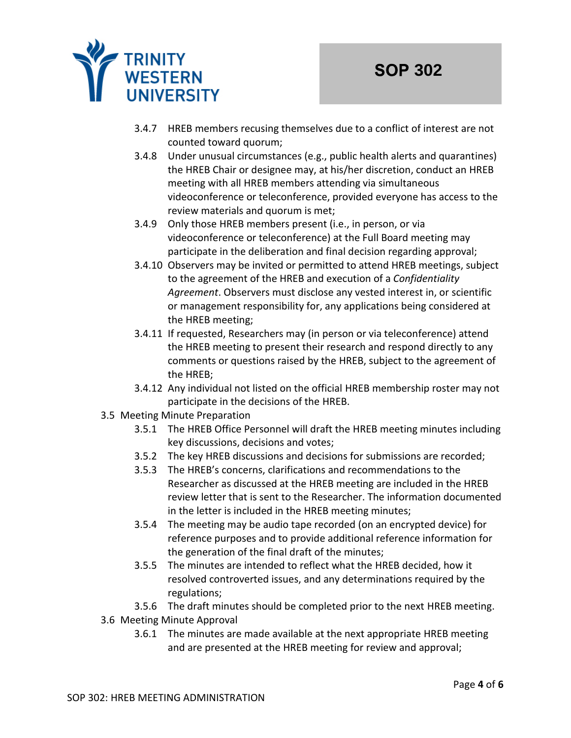3.4.7 HREB members recusing themselves due to a conflict of interest are not counted toward quorum;

3.4.8 Under unusual circumstances (e.g., public health alerts and quarantines) the HREB Chair or designee may, at his/her discretion, conduct an HREB meeting with all HREB members attending via simultaneous videoconference or teleconference, provided everyone has access to the review materials and quorum is met;

3.4.9 Only those HREB members present (i.e., in person, or via videoconference or teleconference) at the Full Board meeting may participate in the deliberation and final decision regarding approval;

3.4.10 Observers may be invited or permitted to attend HREB meetings, subject to the agreement of the HREB and execution of a *Confidentiality Agreement*. Observers must disclose any vested interest in, or scientific or management responsibility for, any applications being considered at the HREB meeting;

3.4.11 If requested, Researchers may (in person or via teleconference) attend the HREB meeting to present their research and respond directly to any comments or questions raised by the HREB, subject to the agreement of the HREB;

3.4.12 Any individual not listed on the official HREB membership roster may not participate in the decisions of the HREB.

3.5 Meeting Minute Preparation

3.5.1 The HREB Office Personnel will draft the HREB meeting minutes including key discussions, decisions and votes;

3.5.2 The key HREB discussions and decisions for submissions are recorded;

3.5.3 The HREB's concerns, clarifications and recommendations to the Researcher as discussed at the HREB meeting are included in the HREB review letter that is sent to the Researcher. The information documented in the letter is included in the HREB meeting minutes;

3.5.4 The meeting may be audio tape recorded (on an encrypted device) for reference purposes and to provide additional reference information for the generation of the final draft of the minutes;

3.5.5 The minutes are intended to reflect what the HREB decided, how it resolved controverted issues, and any determinations required by the regulations;

3.5.6 The draft minutes should be completed prior to the next HREB meeting.

3.6 Meeting Minute Approval

3.6.1 The minutes are made available at the next appropriate HREB meeting and are presented at the HREB meeting for review and approval;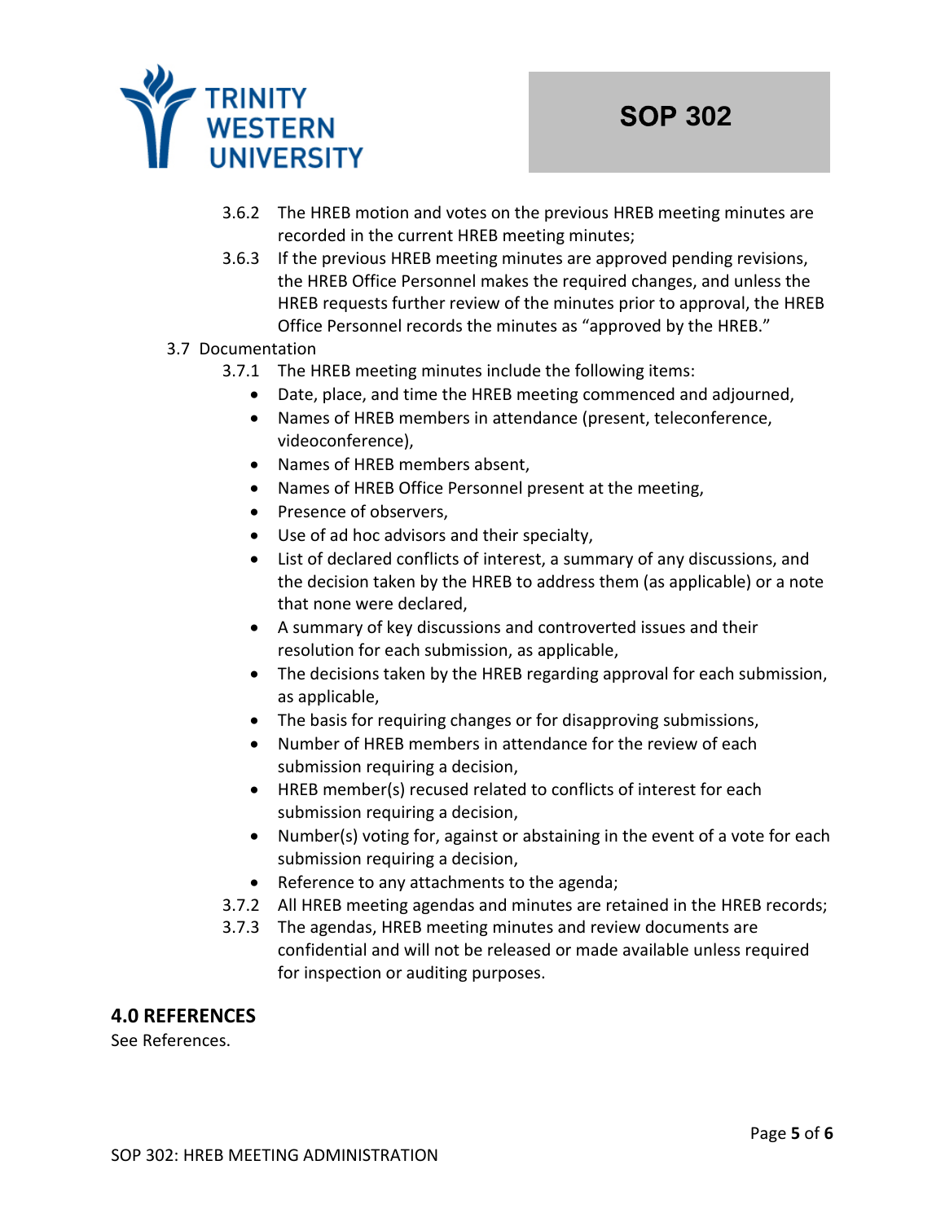3.6.2 The HREB motion and votes on the previous HREB meeting minutes are recorded in the current HREB meeting minutes;

3.6.3 If the previous HREB meeting minutes are approved pending revisions, the HREB Office Personnel makes the required changes, and unless the HREB requests further review of the minutes prior to approval, the HREB Office Personnel records the minutes as "approved by the HREB."

3.7 Documentation

3.7.1 The HREB meeting minutes include the following items:

- Date, place, and time the HREB meeting commenced and adjourned,
- Names of HREB members in attendance (present, teleconference, videoconference),
- Names of HREB members absent,
- Names of HREB Office Personnel present at the meeting,
- Presence of observers,
- Use of ad hoc advisors and their specialty,
- List of declared conflicts of interest, a summary of any discussions, and the decision taken by the HREB to address them (as applicable) or a note that none were declared,
- A summary of key discussions and controverted issues and their resolution for each submission, as applicable,
- The decisions taken by the HREB regarding approval for each submission, as applicable,
- The basis for requiring changes or for disapproving submissions,
- Number of HREB members in attendance for the review of each submission requiring a decision,
- HREB member(s) recused related to conflicts of interest for each submission requiring a decision,
- Number(s) voting for, against or abstaining in the event of a vote for each submission requiring a decision,
- Reference to any attachments to the agenda;

3.7.2 All HREB meeting agendas and minutes are retained in the HREB records;

3.7.3 The agendas, HREB meeting minutes and review documents are confidential and will not be released or made available unless required for inspection or auditing purposes.

## 4.0 REFERENCES

See References.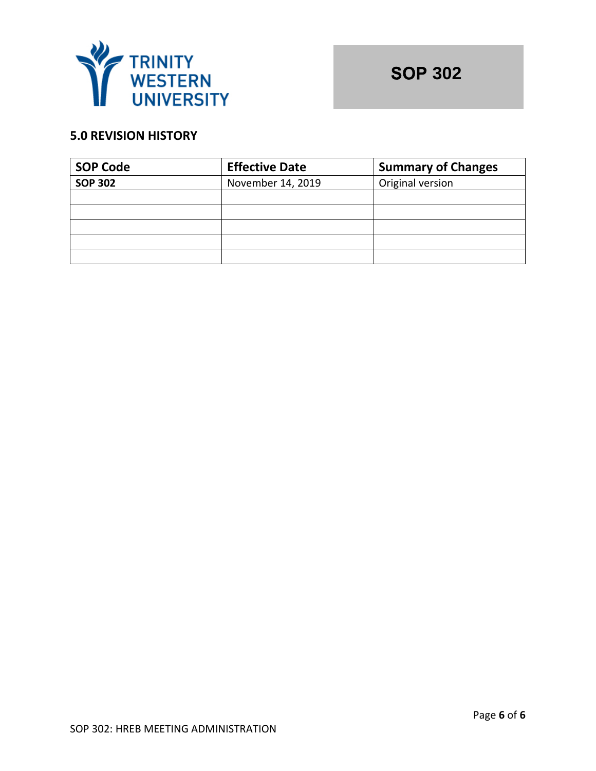## 5.0 REVISION HISTORY

| SOP Code | Effective Date | Summary of Changes |
|---|---|---|
| **SOP 302** | November 14, 2019 | Original version |
| | | |
| | | |
| | | |
| | | |
| | | |